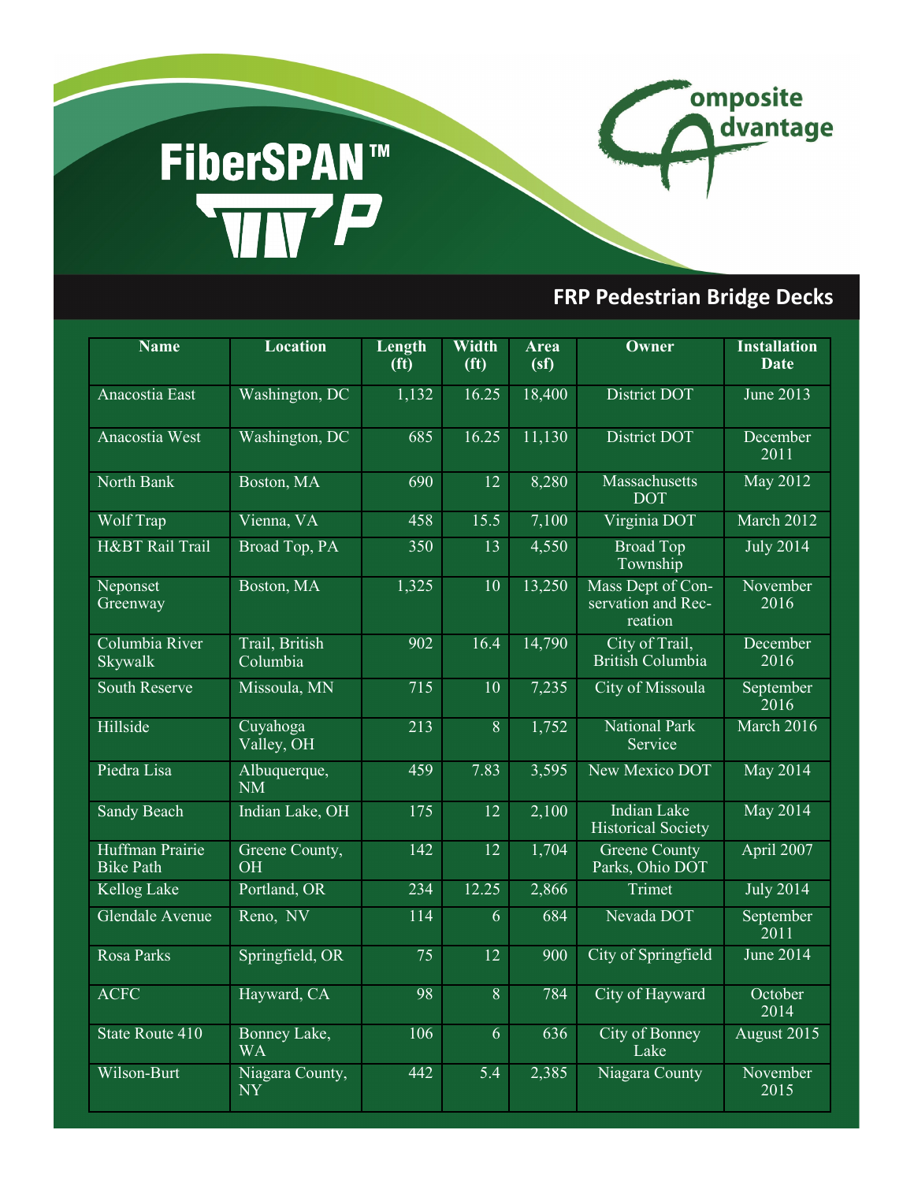# FiberSPAN™ P

Composite Advantage

## FRP Pedestrian Bridge Decks

| Name | Location | Length (ft) | Width (ft) | Area (sf) | Owner | Installation Date |
|---|---|---|---|---|---|---|
| Anacostia East | Washington, DC | 1,132 | 16.25 | 18,400 | District DOT | June 2013 |
| Anacostia West | Washington, DC | 685 | 16.25 | 11,130 | District DOT | December 2011 |
| North Bank | Boston, MA | 690 | 12 | 8,280 | Massachusetts DOT | May 2012 |
| Wolf Trap | Vienna, VA | 458 | 15.5 | 7,100 | Virginia DOT | March 2012 |
| H&BT Rail Trail | Broad Top, PA | 350 | 13 | 4,550 | Broad Top Township | July 2014 |
| Neponset Greenway | Boston, MA | 1,325 | 10 | 13,250 | Mass Dept of Conservation and Recreation | November 2016 |
| Columbia River Skywalk | Trail, British Columbia | 902 | 16.4 | 14,790 | City of Trail, British Columbia | December 2016 |
| South Reserve | Missoula, MN | 715 | 10 | 7,235 | City of Missoula | September 2016 |
| Hillside | Cuyahoga Valley, OH | 213 | 8 | 1,752 | National Park Service | March 2016 |
| Piedra Lisa | Albuquerque, NM | 459 | 7.83 | 3,595 | New Mexico DOT | May 2014 |
| Sandy Beach | Indian Lake, OH | 175 | 12 | 2,100 | Indian Lake Historical Society | May 2014 |
| Huffman Prairie Bike Path | Greene County, OH | 142 | 12 | 1,704 | Greene County Parks, Ohio DOT | April 2007 |
| Kellog Lake | Portland, OR | 234 | 12.25 | 2,866 | Trimet | July 2014 |
| Glendale Avenue | Reno, NV | 114 | 6 | 684 | Nevada DOT | September 2011 |
| Rosa Parks | Springfield, OR | 75 | 12 | 900 | City of Springfield | June 2014 |
| ACFC | Hayward, CA | 98 | 8 | 784 | City of Hayward | October 2014 |
| State Route 410 | Bonney Lake, WA | 106 | 6 | 636 | City of Bonney Lake | August 2015 |
| Wilson-Burt | Niagara County, NY | 442 | 5.4 | 2,385 | Niagara County | November 2015 |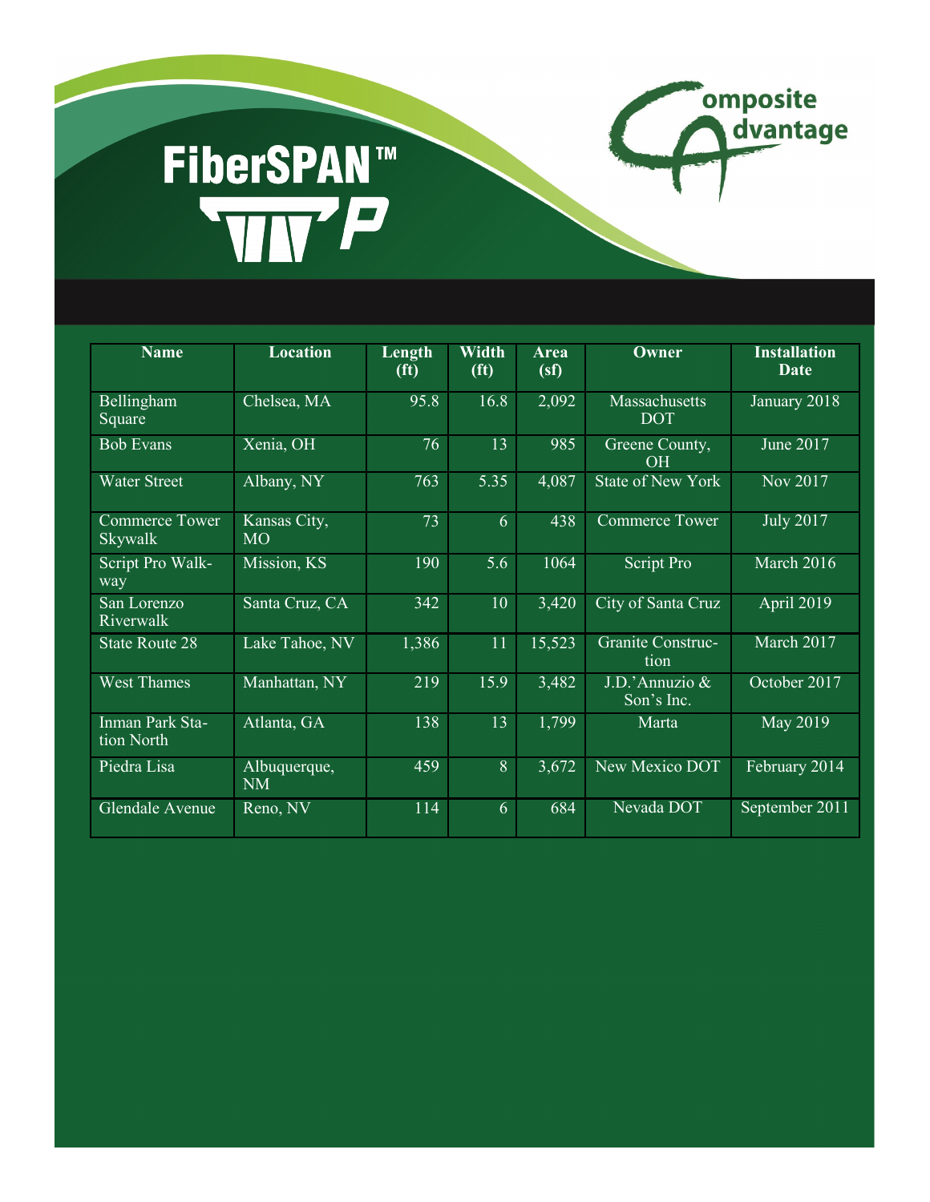# FiberSPAN™ P

Composite Advantage

| Name | Location | Length (ft) | Width (ft) | Area (sf) | Owner | Installation Date |
|---|---|---|---|---|---|---|
| Bellingham Square | Chelsea, MA | 95.8 | 16.8 | 2,092 | Massachusetts DOT | January 2018 |
| Bob Evans | Xenia, OH | 76 | 13 | 985 | Greene County, OH | June 2017 |
| Water Street | Albany, NY | 763 | 5.35 | 4,087 | State of New York | Nov 2017 |
| Commerce Tower Skywalk | Kansas City, MO | 73 | 6 | 438 | Commerce Tower | July 2017 |
| Script Pro Walkway | Mission, KS | 190 | 5.6 | 1064 | Script Pro | March 2016 |
| San Lorenzo Riverwalk | Santa Cruz, CA | 342 | 10 | 3,420 | City of Santa Cruz | April 2019 |
| State Route 28 | Lake Tahoe, NV | 1,386 | 11 | 15,523 | Granite Construction | March 2017 |
| West Thames | Manhattan, NY | 219 | 15.9 | 3,482 | J.D.'Annuzio & Son's Inc. | October 2017 |
| Inman Park Station North | Atlanta, GA | 138 | 13 | 1,799 | Marta | May 2019 |
| Piedra Lisa | Albuquerque, NM | 459 | 8 | 3,672 | New Mexico DOT | February 2014 |
| Glendale Avenue | Reno, NV | 114 | 6 | 684 | Nevada DOT | September 2011 |